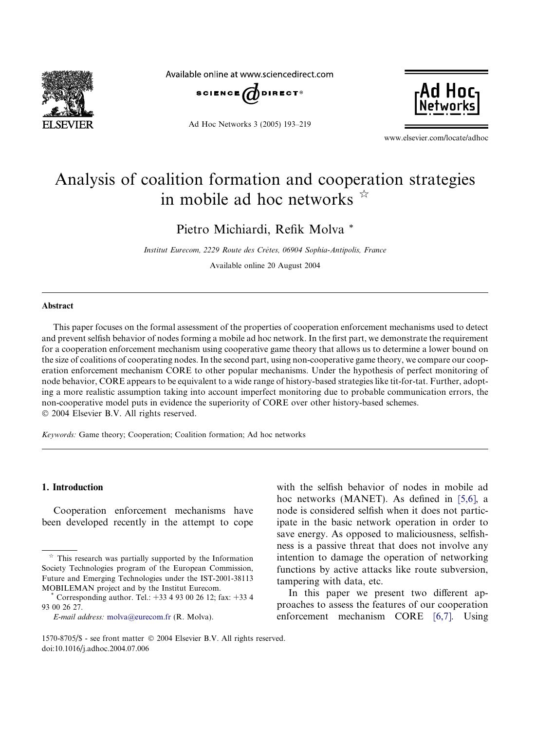# Analysis of coalition formation and cooperation strategies in mobile ad hoc networks ☆

Pietro Michiardi, Refik Molva *

*Institut Eurecom, 2229 Route des Crêtes, 06904 Sophia-Antipolis, France*

Available online 20 August 2004

## Abstract

This paper focuses on the formal assessment of the properties of cooperation enforcement mechanisms used to detect and prevent selfish behavior of nodes forming a mobile ad hoc network. In the first part, we demonstrate the requirement for a cooperation enforcement mechanism using cooperative game theory that allows us to determine a lower bound on the size of coalitions of cooperating nodes. In the second part, using non-cooperative game theory, we compare our cooperation enforcement mechanism CORE to other popular mechanisms. Under the hypothesis of perfect monitoring of node behavior, CORE appears to be equivalent to a wide range of history-based strategies like tit-for-tat. Further, adopting a more realistic assumption taking into account imperfect monitoring due to probable communication errors, the non-cooperative model puts in evidence the superiority of CORE over other history-based schemes.
© 2004 Elsevier B.V. All rights reserved.

*Keywords:* Game theory; Cooperation; Coalition formation; Ad hoc networks

## 1. Introduction

Cooperation enforcement mechanisms have been developed recently in the attempt to cope with the selfish behavior of nodes in mobile ad hoc networks (MANET). As defined in [5,6], a node is considered selfish when it does not participate in the basic network operation in order to save energy. As opposed to maliciousness, selfishness is a passive threat that does not involve any intention to damage the operation of networking functions by active attacks like route subversion, tampering with data, etc.

In this paper we present two different approaches to assess the features of our cooperation enforcement mechanism CORE [6,7]. Using

---

☆ This research was partially supported by the Information Society Technologies program of the European Commission, Future and Emerging Technologies under the IST-2001-38113 MOBILEMAN project and by the Institut Eurecom.

* Corresponding author. Tel.: +33 4 93 00 26 12; fax: +33 4 93 00 26 27.

*E-mail address:* molva@eurecom.fr (R. Molva).

1570-8705/$ - see front matter © 2004 Elsevier B.V. All rights reserved.
doi:10.1016/j.adhoc.2004.07.006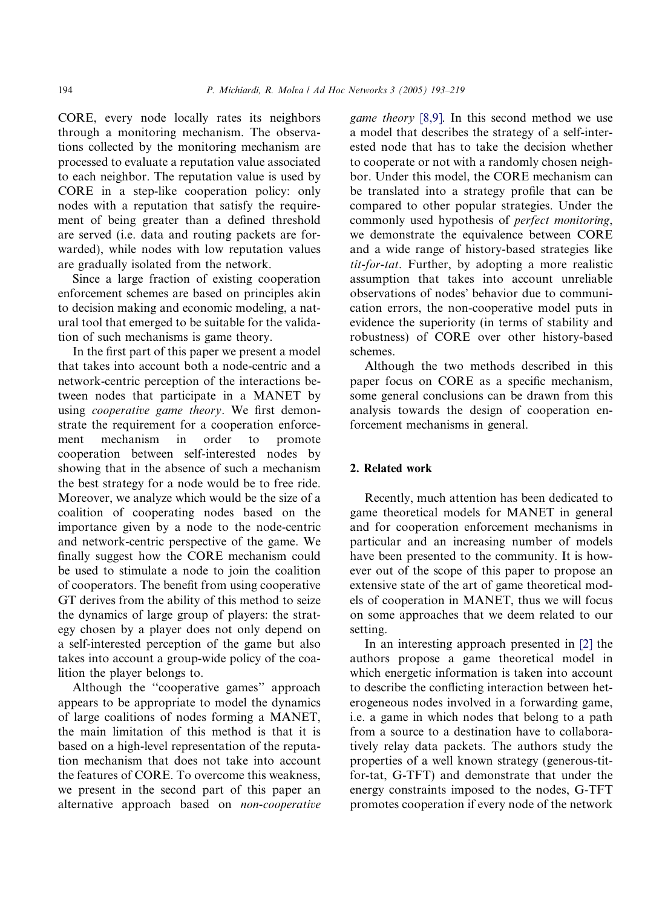CORE, every node locally rates its neighbors through a monitoring mechanism. The observations collected by the monitoring mechanism are processed to evaluate a reputation value associated to each neighbor. The reputation value is used by CORE in a step-like cooperation policy: only nodes with a reputation that satisfy the requirement of being greater than a defined threshold are served (i.e. data and routing packets are forwarded), while nodes with low reputation values are gradually isolated from the network.

Since a large fraction of existing cooperation enforcement schemes are based on principles akin to decision making and economic modeling, a natural tool that emerged to be suitable for the validation of such mechanisms is game theory.

In the first part of this paper we present a model that takes into account both a node-centric and a network-centric perception of the interactions between nodes that participate in a MANET by using *cooperative game theory*. We first demonstrate the requirement for a cooperation enforcement mechanism in order to promote cooperation between self-interested nodes by showing that in the absence of such a mechanism the best strategy for a node would be to free ride. Moreover, we analyze which would be the size of a coalition of cooperating nodes based on the importance given by a node to the node-centric and network-centric perspective of the game. We finally suggest how the CORE mechanism could be used to stimulate a node to join the coalition of cooperators. The benefit from using cooperative GT derives from the ability of this method to seize the dynamics of large group of players: the strategy chosen by a player does not only depend on a self-interested perception of the game but also takes into account a group-wide policy of the coalition the player belongs to.

Although the "cooperative games" approach appears to be appropriate to model the dynamics of large coalitions of nodes forming a MANET, the main limitation of this method is that it is based on a high-level representation of the reputation mechanism that does not take into account the features of CORE. To overcome this weakness, we present in the second part of this paper an alternative approach based on *non-cooperative game theory* [8,9]. In this second method we use a model that describes the strategy of a self-interested node that has to take the decision whether to cooperate or not with a randomly chosen neighbor. Under this model, the CORE mechanism can be translated into a strategy profile that can be compared to other popular strategies. Under the commonly used hypothesis of *perfect monitoring*, we demonstrate the equivalence between CORE and a wide range of history-based strategies like *tit-for-tat*. Further, by adopting a more realistic assumption that takes into account unreliable observations of nodes' behavior due to communication errors, the non-cooperative model puts in evidence the superiority (in terms of stability and robustness) of CORE over other history-based schemes.

Although the two methods described in this paper focus on CORE as a specific mechanism, some general conclusions can be drawn from this analysis towards the design of cooperation enforcement mechanisms in general.

## 2. Related work

Recently, much attention has been dedicated to game theoretical models for MANET in general and for cooperation enforcement mechanisms in particular and an increasing number of models have been presented to the community. It is however out of the scope of this paper to propose an extensive state of the art of game theoretical models of cooperation in MANET, thus we will focus on some approaches that we deem related to our setting.

In an interesting approach presented in [2] the authors propose a game theoretical model in which energetic information is taken into account to describe the conflicting interaction between heterogeneous nodes involved in a forwarding game, i.e. a game in which nodes that belong to a path from a source to a destination have to collaboratively relay data packets. The authors study the properties of a well known strategy (generous-tit-for-tat, G-TFT) and demonstrate that under the energy constraints imposed to the nodes, G-TFT promotes cooperation if every node of the network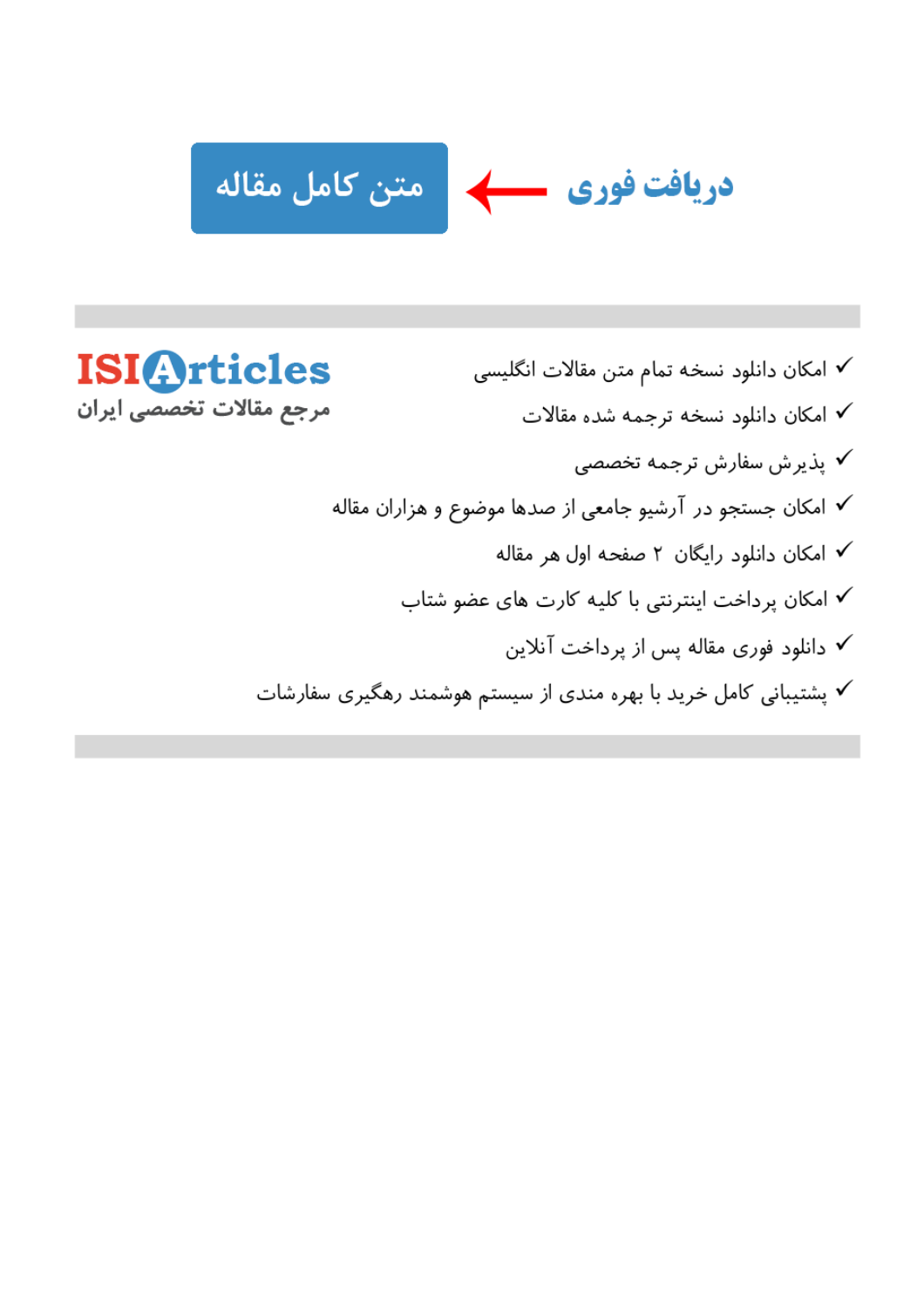دریافت فوری ← متن کامل مقاله

ISIArticles

مرجع مقالات تخصصی ایران

- ✓ امکان دانلود نسخه تمام متن مقالات انگلیسی
- ✓ امکان دانلود نسخه ترجمه شده مقالات
- ✓ پذیرش سفارش ترجمه تخصصی
- ✓ امکان جستجو در آرشیو جامعی از صدها موضوع و هزاران مقاله
- ✓ امکان دانلود رایگان ۲ صفحه اول هر مقاله
- ✓ امکان پرداخت اینترنتی با کلیه کارت های عضو شتاب
- ✓ دانلود فوری مقاله پس از پرداخت آنلاین
- ✓ پشتیبانی کامل خرید با بهره مندی از سیستم هوشمند رهگیری سفارشات